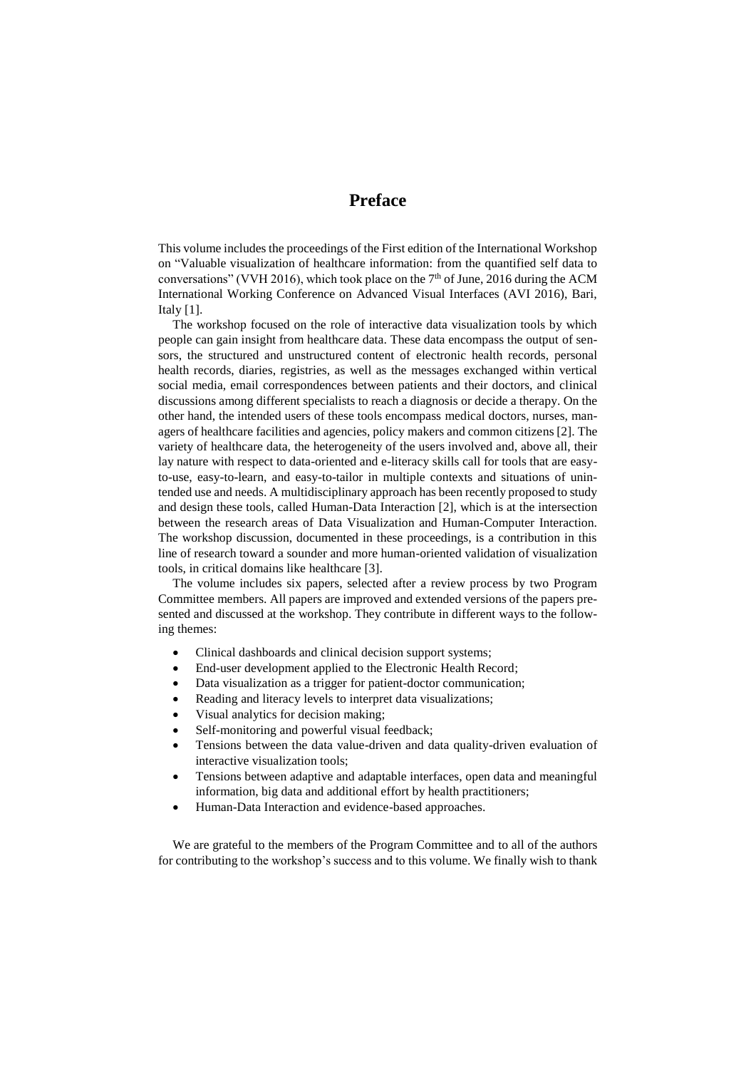# Preface

This volume includes the proceedings of the First edition of the International Workshop on "Valuable visualization of healthcare information: from the quantified self data to conversations" (VVH 2016), which took place on the $7^{th}$ of June, 2016 during the ACM International Working Conference on Advanced Visual Interfaces (AVI 2016), Bari, Italy [1].

The workshop focused on the role of interactive data visualization tools by which people can gain insight from healthcare data. These data encompass the output of sensors, the structured and unstructured content of electronic health records, personal health records, diaries, registries, as well as the messages exchanged within vertical social media, email correspondences between patients and their doctors, and clinical discussions among different specialists to reach a diagnosis or decide a therapy. On the other hand, the intended users of these tools encompass medical doctors, nurses, managers of healthcare facilities and agencies, policy makers and common citizens [2]. The variety of healthcare data, the heterogeneity of the users involved and, above all, their lay nature with respect to data-oriented and e-literacy skills call for tools that are easy-to-use, easy-to-learn, and easy-to-tailor in multiple contexts and situations of unintended use and needs. A multidisciplinary approach has been recently proposed to study and design these tools, called Human-Data Interaction [2], which is at the intersection between the research areas of Data Visualization and Human-Computer Interaction. The workshop discussion, documented in these proceedings, is a contribution in this line of research toward a sounder and more human-oriented validation of visualization tools, in critical domains like healthcare [3].

The volume includes six papers, selected after a review process by two Program Committee members. All papers are improved and extended versions of the papers presented and discussed at the workshop. They contribute in different ways to the following themes:

- Clinical dashboards and clinical decision support systems;
- End-user development applied to the Electronic Health Record;
- Data visualization as a trigger for patient-doctor communication;
- Reading and literacy levels to interpret data visualizations;
- Visual analytics for decision making;
- Self-monitoring and powerful visual feedback;
- Tensions between the data value-driven and data quality-driven evaluation of interactive visualization tools;
- Tensions between adaptive and adaptable interfaces, open data and meaningful information, big data and additional effort by health practitioners;
- Human-Data Interaction and evidence-based approaches.

We are grateful to the members of the Program Committee and to all of the authors for contributing to the workshop's success and to this volume. We finally wish to thank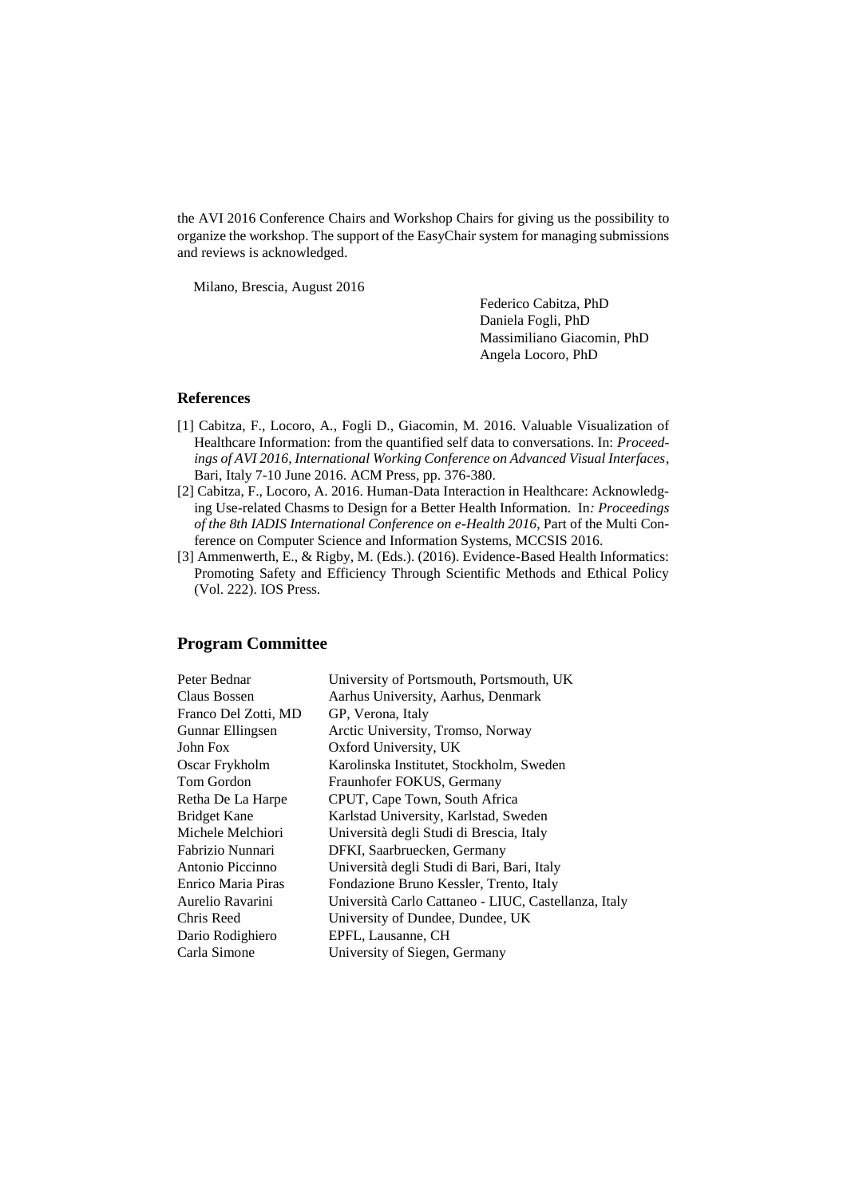the AVI 2016 Conference Chairs and Workshop Chairs for giving us the possibility to organize the workshop. The support of the EasyChair system for managing submissions and reviews is acknowledged.

Milano, Brescia, August 2016

Federico Cabitza, PhD
Daniela Fogli, PhD
Massimiliano Giacomin, PhD
Angela Locoro, PhD

## References

[1] Cabitza, F., Locoro, A., Fogli D., Giacomin, M. 2016. Valuable Visualization of Healthcare Information: from the quantified self data to conversations. In: *Proceedings of AVI 2016, International Working Conference on Advanced Visual Interfaces*, Bari, Italy 7-10 June 2016. ACM Press, pp. 376-380.

[2] Cabitza, F., Locoro, A. 2016. Human-Data Interaction in Healthcare: Acknowledging Use-related Chasms to Design for a Better Health Information. In*: Proceedings of the 8th IADIS International Conference on e-Health 2016*, Part of the Multi Conference on Computer Science and Information Systems, MCCSIS 2016.

[3] Ammenwerth, E., & Rigby, M. (Eds.). (2016). Evidence-Based Health Informatics: Promoting Safety and Efficiency Through Scientific Methods and Ethical Policy (Vol. 222). IOS Press.

## Program Committee

| | |
|---|---|
| Peter Bednar | University of Portsmouth, Portsmouth, UK |
| Claus Bossen | Aarhus University, Aarhus, Denmark |
| Franco Del Zotti, MD | GP, Verona, Italy |
| Gunnar Ellingsen | Arctic University, Tromso, Norway |
| John Fox | Oxford University, UK |
| Oscar Frykholm | Karolinska Institutet, Stockholm, Sweden |
| Tom Gordon | Fraunhofer FOKUS, Germany |
| Retha De La Harpe | CPUT, Cape Town, South Africa |
| Bridget Kane | Karlstad University, Karlstad, Sweden |
| Michele Melchiori | Università degli Studi di Brescia, Italy |
| Fabrizio Nunnari | DFKI, Saarbruecken, Germany |
| Antonio Piccinno | Università degli Studi di Bari, Bari, Italy |
| Enrico Maria Piras | Fondazione Bruno Kessler, Trento, Italy |
| Aurelio Ravarini | Università Carlo Cattaneo - LIUC, Castellanza, Italy |
| Chris Reed | University of Dundee, Dundee, UK |
| Dario Rodighiero | EPFL, Lausanne, CH |
| Carla Simone | University of Siegen, Germany |